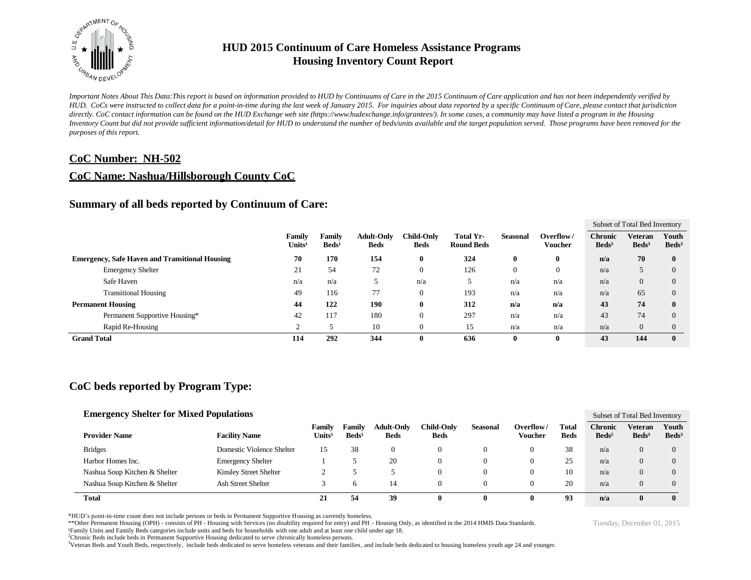# HUD 2015 Continuum of Care Homeless Assistance Programs
# Housing Inventory Count Report

*Important Notes About This Data:This report is based on information provided to HUD by Continuums of Care in the 2015 Continuum of Care application and has not been independently verified by HUD. CoCs were instructed to collect data for a point-in-time during the last week of January 2015. For inquiries about data reported by a specific Continuum of Care, please contact that jurisdiction directly. CoC contact information can be found on the HUD Exchange web site (https://www.hudexchange.info/grantees/). In some cases, a community may have listed a program in the Housing Inventory Count but did not provide sufficient information/detail for HUD to understand the number of beds/units available and the target population served. Those programs have been removed for the purposes of this report.*

## CoC Number: NH-502

## CoC Name: Nashua/Hillsborough County CoC

### Summary of all beds reported by Continuum of Care:

| | Family Units[1] | Family Beds[1] | Adult-Only Beds | Child-Only Beds | Total Yr-Round Beds | Seasonal | Overflow / Voucher | Subset of Total Bed Inventory: Chronic Beds[2] | Veteran Beds[3] | Youth Beds[3] |
|---|---|---|---|---|---|---|---|---|---|---|
| **Emergency, Safe Haven and Transitional Housing** | **70** | **170** | **154** | **0** | **324** | **0** | **0** | **n/a** | **70** | **0** |
| Emergency Shelter | 21 | 54 | 72 | 0 | 126 | 0 | 0 | n/a | 5 | 0 |
| Safe Haven | n/a | n/a | 5 | n/a | 5 | n/a | n/a | n/a | 0 | 0 |
| Transitional Housing | 49 | 116 | 77 | 0 | 193 | n/a | n/a | n/a | 65 | 0 |
| **Permanent Housing** | **44** | **122** | **190** | **0** | **312** | **n/a** | **n/a** | **43** | **74** | **0** |
| Permanent Supportive Housing* | 42 | 117 | 180 | 0 | 297 | n/a | n/a | 43 | 74 | 0 |
| Rapid Re-Housing | 2 | 5 | 10 | 0 | 15 | n/a | n/a | n/a | 0 | 0 |
| **Grand Total** | **114** | **292** | **344** | **0** | **636** | **0** | **0** | **43** | **144** | **0** |

### CoC beds reported by Program Type:

#### Emergency Shelter for Mixed Populations

| Provider Name | Facility Name | Family Units[1] | Family Beds[1] | Adult-Only Beds | Child-Only Beds | Seasonal | Overflow / Voucher | Total Beds | Subset of Total Bed Inventory: Chronic Beds[2] | Veteran Beds[3] | Youth Beds[3] |
|---|---|---|---|---|---|---|---|---|---|---|---|
| Bridges | Domestic Violence Shelter | 15 | 38 | 0 | 0 | 0 | 0 | 38 | n/a | 0 | 0 |
| Harbor Homes Inc. | Emergency Shelter | 1 | 5 | 20 | 0 | 0 | 0 | 25 | n/a | 0 | 0 |
| Nashua Soup Kitchen & Shelter | Kinsley Street Shelter | 2 | 5 | 5 | 0 | 0 | 0 | 10 | n/a | 0 | 0 |
| Nashua Soup Kitchen & Shelter | Ash Street Shelter | 3 | 6 | 14 | 0 | 0 | 0 | 20 | n/a | 0 | 0 |
| **Total** | | **21** | **54** | **39** | **0** | **0** | **0** | **93** | **n/a** | **0** | **0** |

*HUD's point-in-time count does not include persons or beds in Permanent Supportive Housing as currently homeless.

**Other Permanent Housing (OPH) - consists of PH - Housing with Services (no disability required for entry) and PH - Housing Only, as identified in the 2014 HMIS Data Standards.

[1]Family Units and Family Beds categories include units and beds for households with one adult and at least one child under age 18.

[2]Chronic Beds include beds in Permanent Supportive Housing dedicated to serve chronically homeless persons.

[3]Veteran Beds and Youth Beds, respectively, include beds dedicated to serve homeless veterans and their families, and include beds dedicated to housing homeless youth age 24 and younger.

Tuesday, December 01, 2015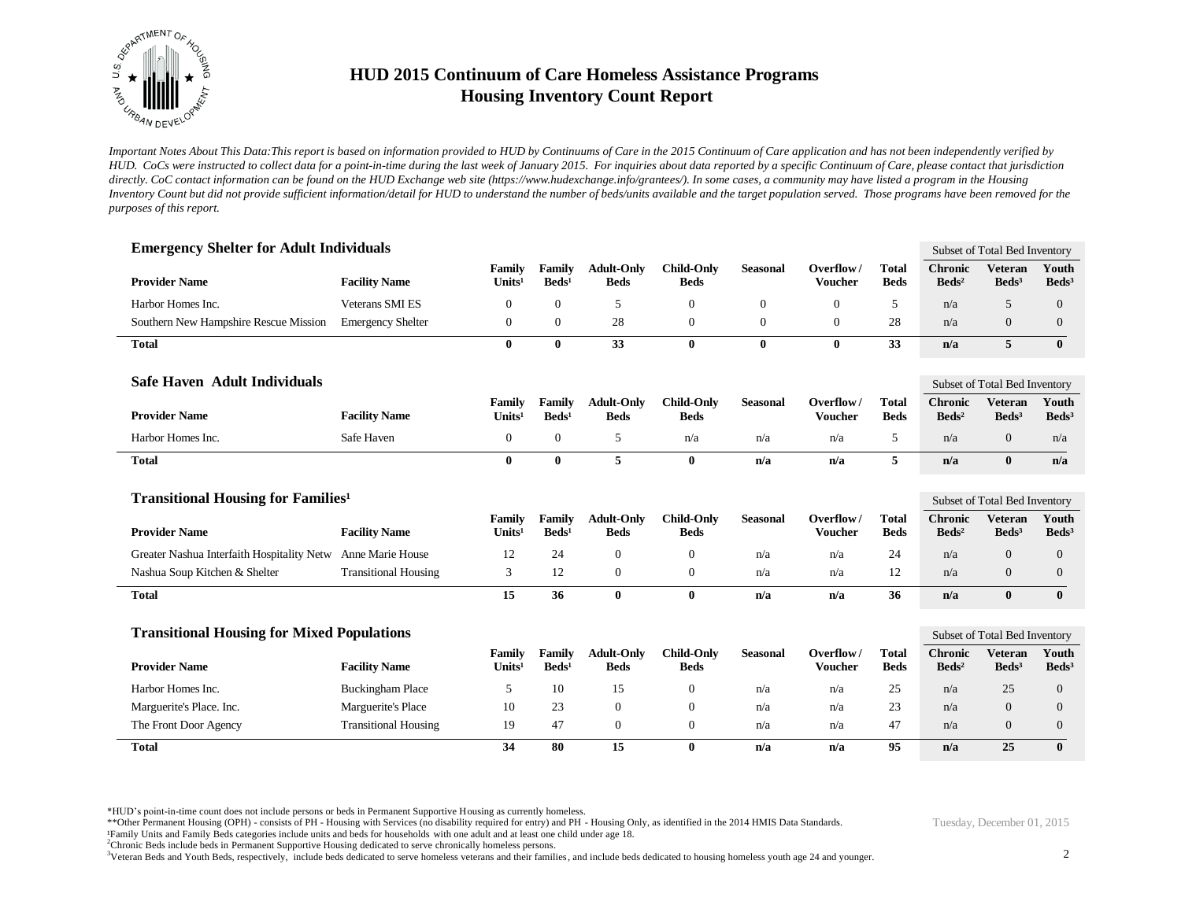# HUD 2015 Continuum of Care Homeless Assistance Programs
## Housing Inventory Count Report

*Important Notes About This Data:This report is based on information provided to HUD by Continuums of Care in the 2015 Continuum of Care application and has not been independently verified by HUD. CoCs were instructed to collect data for a point-in-time during the last week of January 2015. For inquiries about data reported by a specific Continuum of Care, please contact that jurisdiction directly. CoC contact information can be found on the HUD Exchange web site (https://www.hudexchange.info/grantees/). In some cases, a community may have listed a program in the Housing Inventory Count but did not provide sufficient information/detail for HUD to understand the number of beds/units available and the target population served. Those programs have been removed for the purposes of this report.*

### Emergency Shelter for Adult Individuals

| | | | | | | | | | Subset of Total Bed Inventory | | |
|---|---|---|---|---|---|---|---|---|---|---|---|
| **Provider Name** | **Facility Name** | **Family Units[1]** | **Family Beds[1]** | **Adult-Only Beds** | **Child-Only Beds** | **Seasonal** | **Overflow / Voucher** | **Total Beds** | **Chronic Beds[2]** | **Veteran Beds[3]** | **Youth Beds[3]** |
| Harbor Homes Inc. | Veterans SMI ES | 0 | 0 | 5 | 0 | 0 | 0 | 5 | n/a | 5 | 0 |
| Southern New Hampshire Rescue Mission | Emergency Shelter | 0 | 0 | 28 | 0 | 0 | 0 | 28 | n/a | 0 | 0 |
| **Total** | | **0** | **0** | **33** | **0** | **0** | **0** | **33** | **n/a** | **5** | **0** |

### Safe Haven Adult Individuals

| | | | | | | | | | Subset of Total Bed Inventory | | |
|---|---|---|---|---|---|---|---|---|---|---|---|
| **Provider Name** | **Facility Name** | **Family Units[1]** | **Family Beds[1]** | **Adult-Only Beds** | **Child-Only Beds** | **Seasonal** | **Overflow / Voucher** | **Total Beds** | **Chronic Beds[2]** | **Veteran Beds[3]** | **Youth Beds[3]** |
| Harbor Homes Inc. | Safe Haven | 0 | 0 | 5 | n/a | n/a | n/a | 5 | n/a | 0 | n/a |
| **Total** | | **0** | **0** | **5** | **0** | **n/a** | **n/a** | **5** | **n/a** | **0** | **n/a** |

### Transitional Housing for Families[1]

| | | | | | | | | | Subset of Total Bed Inventory | | |
|---|---|---|---|---|---|---|---|---|---|---|---|
| **Provider Name** | **Facility Name** | **Family Units[1]** | **Family Beds[1]** | **Adult-Only Beds** | **Child-Only Beds** | **Seasonal** | **Overflow / Voucher** | **Total Beds** | **Chronic Beds[2]** | **Veteran Beds[3]** | **Youth Beds[3]** |
| Greater Nashua Interfaith Hospitality Netw | Anne Marie House | 12 | 24 | 0 | 0 | n/a | n/a | 24 | n/a | 0 | 0 |
| Nashua Soup Kitchen & Shelter | Transitional Housing | 3 | 12 | 0 | 0 | n/a | n/a | 12 | n/a | 0 | 0 |
| **Total** | | **15** | **36** | **0** | **0** | **n/a** | **n/a** | **36** | **n/a** | **0** | **0** |

### Transitional Housing for Mixed Populations

| | | | | | | | | | Subset of Total Bed Inventory | | |
|---|---|---|---|---|---|---|---|---|---|---|---|
| **Provider Name** | **Facility Name** | **Family Units[1]** | **Family Beds[1]** | **Adult-Only Beds** | **Child-Only Beds** | **Seasonal** | **Overflow / Voucher** | **Total Beds** | **Chronic Beds[2]** | **Veteran Beds[3]** | **Youth Beds[3]** |
| Harbor Homes Inc. | Buckingham Place | 5 | 10 | 15 | 0 | n/a | n/a | 25 | n/a | 25 | 0 |
| Marguerite's Place. Inc. | Marguerite's Place | 10 | 23 | 0 | 0 | n/a | n/a | 23 | n/a | 0 | 0 |
| The Front Door Agency | Transitional Housing | 19 | 47 | 0 | 0 | n/a | n/a | 47 | n/a | 0 | 0 |
| **Total** | | **34** | **80** | **15** | **0** | **n/a** | **n/a** | **95** | **n/a** | **25** | **0** |

*HUD's point-in-time count does not include persons or beds in Permanent Supportive Housing as currently homeless.
**Other Permanent Housing (OPH) - consists of PH - Housing with Services (no disability required for entry) and PH - Housing Only, as identified in the 2014 HMIS Data Standards.
[1]Family Units and Family Beds categories include units and beds for households with one adult and at least one child under age 18.
[2]Chronic Beds include beds in Permanent Supportive Housing dedicated to serve chronically homeless persons.
[3]Veteran Beds and Youth Beds, respectively, include beds dedicated to serve homeless veterans and their families, and include beds dedicated to housing homeless youth age 24 and younger.

Tuesday, December 01, 2015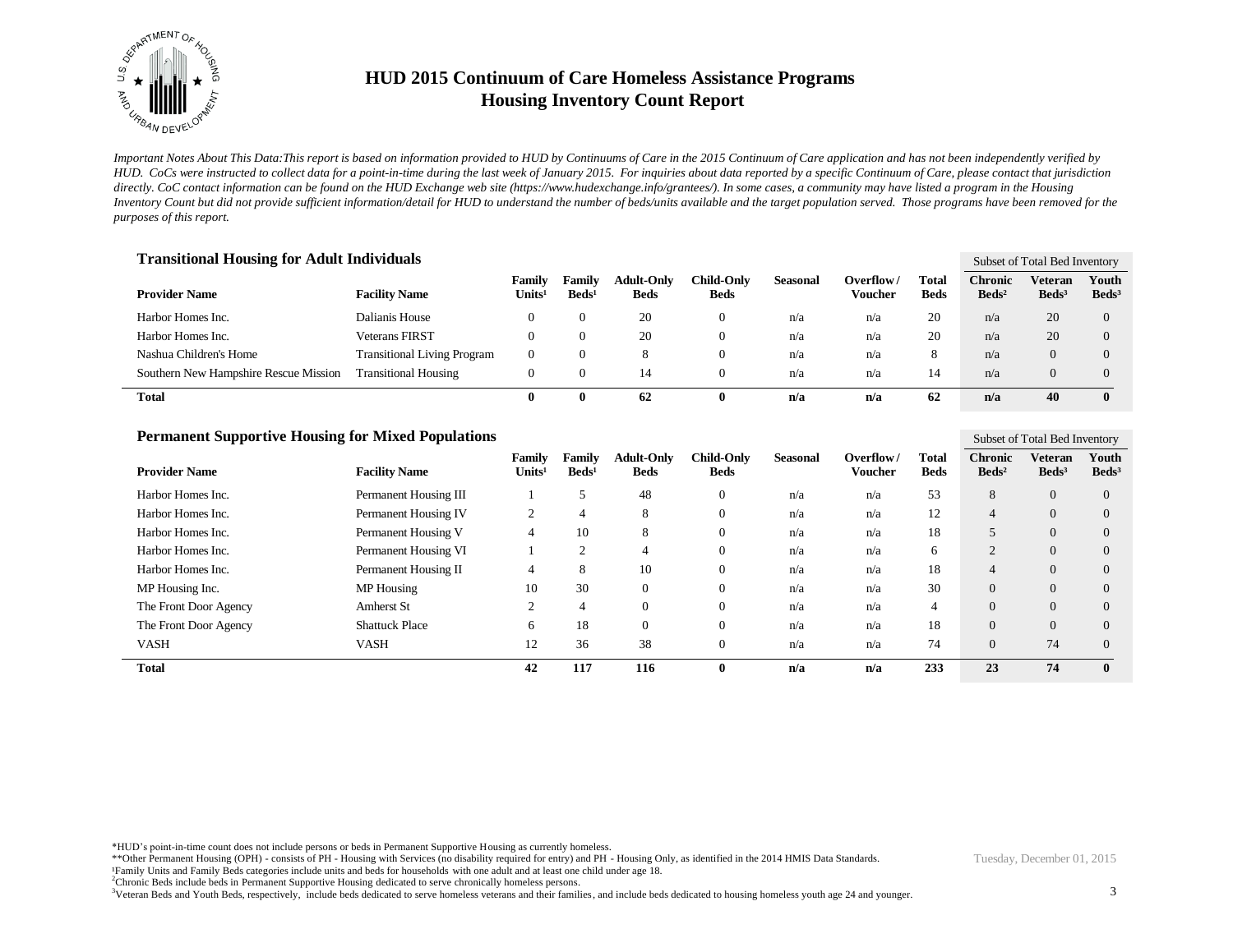# HUD 2015 Continuum of Care Homeless Assistance Programs
## Housing Inventory Count Report

*Important Notes About This Data:This report is based on information provided to HUD by Continuums of Care in the 2015 Continuum of Care application and has not been independently verified by HUD. CoCs were instructed to collect data for a point-in-time during the last week of January 2015. For inquiries about data reported by a specific Continuum of Care, please contact that jurisdiction directly. CoC contact information can be found on the HUD Exchange web site (https://www.hudexchange.info/grantees/). In some cases, a community may have listed a program in the Housing Inventory Count but did not provide sufficient information/detail for HUD to understand the number of beds/units available and the target population served. Those programs have been removed for the purposes of this report.*

### Transitional Housing for Adult Individuals

| | | | | | | | | | Subset of Total Bed Inventory | | |
|---|---|---|---|---|---|---|---|---|---|---|---|
| **Provider Name** | **Facility Name** | **Family Units[1]** | **Family Beds[1]** | **Adult-Only Beds** | **Child-Only Beds** | **Seasonal** | **Overflow / Voucher** | **Total Beds** | **Chronic Beds[2]** | **Veteran Beds[3]** | **Youth Beds[3]** |
| Harbor Homes Inc. | Dalianis House | 0 | 0 | 20 | 0 | n/a | n/a | 20 | n/a | 20 | 0 |
| Harbor Homes Inc. | Veterans FIRST | 0 | 0 | 20 | 0 | n/a | n/a | 20 | n/a | 20 | 0 |
| Nashua Children's Home | Transitional Living Program | 0 | 0 | 8 | 0 | n/a | n/a | 8 | n/a | 0 | 0 |
| Southern New Hampshire Rescue Mission | Transitional Housing | 0 | 0 | 14 | 0 | n/a | n/a | 14 | n/a | 0 | 0 |
| **Total** | | **0** | **0** | **62** | **0** | **n/a** | **n/a** | **62** | **n/a** | **40** | **0** |

### Permanent Supportive Housing for Mixed Populations

| | | | | | | | | | Subset of Total Bed Inventory | | |
|---|---|---|---|---|---|---|---|---|---|---|---|
| **Provider Name** | **Facility Name** | **Family Units[1]** | **Family Beds[1]** | **Adult-Only Beds** | **Child-Only Beds** | **Seasonal** | **Overflow / Voucher** | **Total Beds** | **Chronic Beds[2]** | **Veteran Beds[3]** | **Youth Beds[3]** |
| Harbor Homes Inc. | Permanent Housing III | 1 | 5 | 48 | 0 | n/a | n/a | 53 | 8 | 0 | 0 |
| Harbor Homes Inc. | Permanent Housing IV | 2 | 4 | 8 | 0 | n/a | n/a | 12 | 4 | 0 | 0 |
| Harbor Homes Inc. | Permanent Housing V | 4 | 10 | 8 | 0 | n/a | n/a | 18 | 5 | 0 | 0 |
| Harbor Homes Inc. | Permanent Housing VI | 1 | 2 | 4 | 0 | n/a | n/a | 6 | 2 | 0 | 0 |
| Harbor Homes Inc. | Permanent Housing II | 4 | 8 | 10 | 0 | n/a | n/a | 18 | 4 | 0 | 0 |
| MP Housing Inc. | MP Housing | 10 | 30 | 0 | 0 | n/a | n/a | 30 | 0 | 0 | 0 |
| The Front Door Agency | Amherst St | 2 | 4 | 0 | 0 | n/a | n/a | 4 | 0 | 0 | 0 |
| The Front Door Agency | Shattuck Place | 6 | 18 | 0 | 0 | n/a | n/a | 18 | 0 | 0 | 0 |
| VASH | VASH | 12 | 36 | 38 | 0 | n/a | n/a | 74 | 0 | 74 | 0 |
| **Total** | | **42** | **117** | **116** | **0** | **n/a** | **n/a** | **233** | **23** | **74** | **0** |

*HUD's point-in-time count does not include persons or beds in Permanent Supportive Housing as currently homeless.

**Other Permanent Housing (OPH) - consists of PH - Housing with Services (no disability required for entry) and PH - Housing Only, as identified in the 2014 HMIS Data Standards.

[1]Family Units and Family Beds categories include units and beds for households with one adult and at least one child under age 18.

[2]Chronic Beds include beds in Permanent Supportive Housing dedicated to serve chronically homeless persons.

[3]Veteran Beds and Youth Beds, respectively, include beds dedicated to serve homeless veterans and their families, and include beds dedicated to housing homeless youth age 24 and younger.

Tuesday, December 01, 2015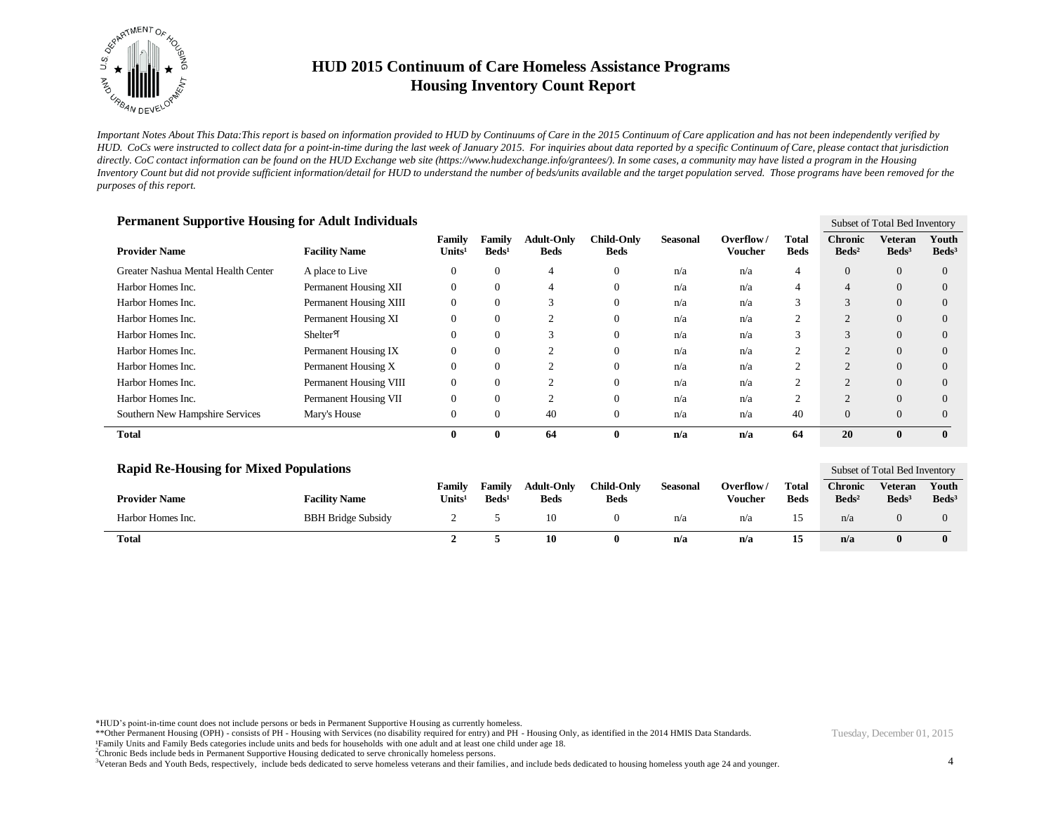# HUD 2015 Continuum of Care Homeless Assistance Programs
## Housing Inventory Count Report

*Important Notes About This Data:This report is based on information provided to HUD by Continuums of Care in the 2015 Continuum of Care application and has not been independently verified by HUD. CoCs were instructed to collect data for a point-in-time during the last week of January 2015. For inquiries about data reported by a specific Continuum of Care, please contact that jurisdiction directly. CoC contact information can be found on the HUD Exchange web site (https://www.hudexchange.info/grantees/). In some cases, a community may have listed a program in the Housing Inventory Count but did not provide sufficient information/detail for HUD to understand the number of beds/units available and the target population served. Those programs have been removed for the purposes of this report.*

### Permanent Supportive Housing for Adult Individuals

| | | | | | | | | | Subset of Total Bed Inventory | | |
|---|---|---|---|---|---|---|---|---|---|---|---|
| **Provider Name** | **Facility Name** | **Family Units¹** | **Family Beds¹** | **Adult-Only Beds** | **Child-Only Beds** | **Seasonal** | **Overflow / Voucher** | **Total Beds** | **Chronic Beds²** | **Veteran Beds³** | **Youth Beds³** |
| Greater Nashua Mental Health Center | A place to Live | 0 | 0 | 4 | 0 | n/a | n/a | 4 | 0 | 0 | 0 |
| Harbor Homes Inc. | Permanent Housing XII | 0 | 0 | 4 | 0 | n/a | n/a | 4 | 4 | 0 | 0 |
| Harbor Homes Inc. | Permanent Housing XIII | 0 | 0 | 3 | 0 | n/a | n/a | 3 | 3 | 0 | 0 |
| Harbor Homes Inc. | Permanent Housing XI | 0 | 0 | 2 | 0 | n/a | n/a | 2 | 2 | 0 | 0 |
| Harbor Homes Inc. | Shelter¶ | 0 | 0 | 3 | 0 | n/a | n/a | 3 | 3 | 0 | 0 |
| Harbor Homes Inc. | Permanent Housing IX | 0 | 0 | 2 | 0 | n/a | n/a | 2 | 2 | 0 | 0 |
| Harbor Homes Inc. | Permanent Housing X | 0 | 0 | 2 | 0 | n/a | n/a | 2 | 2 | 0 | 0 |
| Harbor Homes Inc. | Permanent Housing VIII | 0 | 0 | 2 | 0 | n/a | n/a | 2 | 2 | 0 | 0 |
| Harbor Homes Inc. | Permanent Housing VII | 0 | 0 | 2 | 0 | n/a | n/a | 2 | 2 | 0 | 0 |
| Southern New Hampshire Services | Mary's House | 0 | 0 | 40 | 0 | n/a | n/a | 40 | 0 | 0 | 0 |
| **Total** | | **0** | **0** | **64** | **0** | **n/a** | **n/a** | **64** | **20** | **0** | **0** |

### Rapid Re-Housing for Mixed Populations

| | | | | | | | | | Subset of Total Bed Inventory | | |
|---|---|---|---|---|---|---|---|---|---|---|---|
| **Provider Name** | **Facility Name** | **Family Units¹** | **Family Beds¹** | **Adult-Only Beds** | **Child-Only Beds** | **Seasonal** | **Overflow / Voucher** | **Total Beds** | **Chronic Beds²** | **Veteran Beds³** | **Youth Beds³** |
| Harbor Homes Inc. | BBH Bridge Subsidy | 2 | 5 | 10 | 0 | n/a | n/a | 15 | n/a | 0 | 0 |
| **Total** | | **2** | **5** | **10** | **0** | **n/a** | **n/a** | **15** | **n/a** | **0** | **0** |

*HUD's point-in-time count does not include persons or beds in Permanent Supportive Housing as currently homeless.

**Other Permanent Housing (OPH) - consists of PH - Housing with Services (no disability required for entry) and PH - Housing Only, as identified in the 2014 HMIS Data Standards.

¹Family Units and Family Beds categories include units and beds for households with one adult and at least one child under age 18.

²Chronic Beds include beds in Permanent Supportive Housing dedicated to serve chronically homeless persons.

³Veteran Beds and Youth Beds, respectively, include beds dedicated to serve homeless veterans and their families, and include beds dedicated to housing homeless youth age 24 and younger.

Tuesday, December 01, 2015